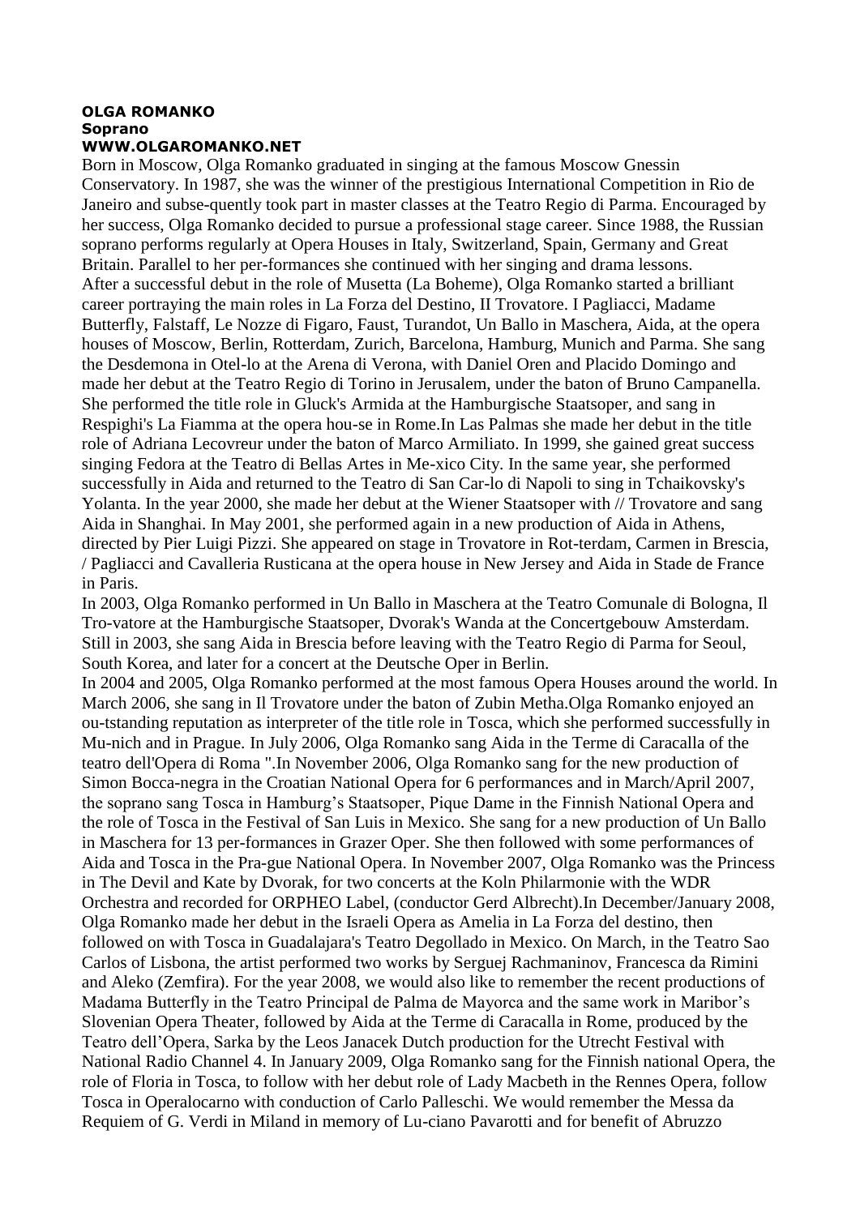**OLGA ROMANKO**
**Soprano**
**WWW.OLGAROMANKO.NET**

Born in Moscow, Olga Romanko graduated in singing at the famous Moscow Gnessin Conservatory. In 1987, she was the winner of the prestigious International Competition in Rio de Janeiro and subse-quently took part in master classes at the Teatro Regio di Parma. Encouraged by her success, Olga Romanko decided to pursue a professional stage career. Since 1988, the Russian soprano performs regularly at Opera Houses in Italy, Switzerland, Spain, Germany and Great Britain. Parallel to her per-formances she continued with her singing and drama lessons.

After a successful debut in the role of Musetta (La Boheme), Olga Romanko started a brilliant career portraying the main roles in La Forza del Destino, II Trovatore. I Pagliacci, Madame Butterfly, Falstaff, Le Nozze di Figaro, Faust, Turandot, Un Ballo in Maschera, Aida, at the opera houses of Moscow, Berlin, Rotterdam, Zurich, Barcelona, Hamburg, Munich and Parma. She sang the Desdemona in Otel-lo at the Arena di Verona, with Daniel Oren and Placido Domingo and made her debut at the Teatro Regio di Torino in Jerusalem, under the baton of Bruno Campanella. She performed the title role in Gluck's Armida at the Hamburgische Staatsoper, and sang in Respighi's La Fiamma at the opera hou-se in Rome.In Las Palmas she made her debut in the title role of Adriana Lecovreur under the baton of Marco Armiliato. In 1999, she gained great success singing Fedora at the Teatro di Bellas Artes in Me-xico City. In the same year, she performed successfully in Aida and returned to the Teatro di San Car-lo di Napoli to sing in Tchaikovsky's Yolanta. In the year 2000, she made her debut at the Wiener Staatsoper with // Trovatore and sang Aida in Shanghai. In May 2001, she performed again in a new production of Aida in Athens, directed by Pier Luigi Pizzi. She appeared on stage in Trovatore in Rot-terdam, Carmen in Brescia, / Pagliacci and Cavalleria Rusticana at the opera house in New Jersey and Aida in Stade de France in Paris.

In 2003, Olga Romanko performed in Un Ballo in Maschera at the Teatro Comunale di Bologna, Il Tro-vatore at the Hamburgische Staatsoper, Dvorak's Wanda at the Concertgebouw Amsterdam. Still in 2003, she sang Aida in Brescia before leaving with the Teatro Regio di Parma for Seoul, South Korea, and later for a concert at the Deutsche Oper in Berlin.

In 2004 and 2005, Olga Romanko performed at the most famous Opera Houses around the world. In March 2006, she sang in Il Trovatore under the baton of Zubin Metha.Olga Romanko enjoyed an ou-tstanding reputation as interpreter of the title role in Tosca, which she performed successfully in Mu-nich and in Prague. In July 2006, Olga Romanko sang Aida in the Terme di Caracalla of the teatro dell'Opera di Roma ".In November 2006, Olga Romanko sang for the new production of Simon Bocca-negra in the Croatian National Opera for 6 performances and in March/April 2007, the soprano sang Tosca in Hamburg's Staatsoper, Pique Dame in the Finnish National Opera and the role of Tosca in the Festival of San Luis in Mexico. She sang for a new production of Un Ballo in Maschera for 13 per-formances in Grazer Oper. She then followed with some performances of Aida and Tosca in the Pra-gue National Opera. In November 2007, Olga Romanko was the Princess in The Devil and Kate by Dvorak, for two concerts at the Koln Philarmonie with the WDR Orchestra and recorded for ORPHEO Label, (conductor Gerd Albrecht).In December/January 2008, Olga Romanko made her debut in the Israeli Opera as Amelia in La Forza del destino, then followed on with Tosca in Guadalajara's Teatro Degollado in Mexico. On March, in the Teatro Sao Carlos of Lisbona, the artist performed two works by Serguej Rachmaninov, Francesca da Rimini and Aleko (Zemfira). For the year 2008, we would also like to remember the recent productions of Madama Butterfly in the Teatro Principal de Palma de Mayorca and the same work in Maribor's Slovenian Opera Theater, followed by Aida at the Terme di Caracalla in Rome, produced by the Teatro dell'Opera, Sarka by the Leos Janacek Dutch production for the Utrecht Festival with National Radio Channel 4. In January 2009, Olga Romanko sang for the Finnish national Opera, the role of Floria in Tosca, to follow with her debut role of Lady Macbeth in the Rennes Opera, follow Tosca in Operalocarno with conduction of Carlo Palleschi. We would remember the Messa da Requiem of G. Verdi in Miland in memory of Lu-ciano Pavarotti and for benefit of Abruzzo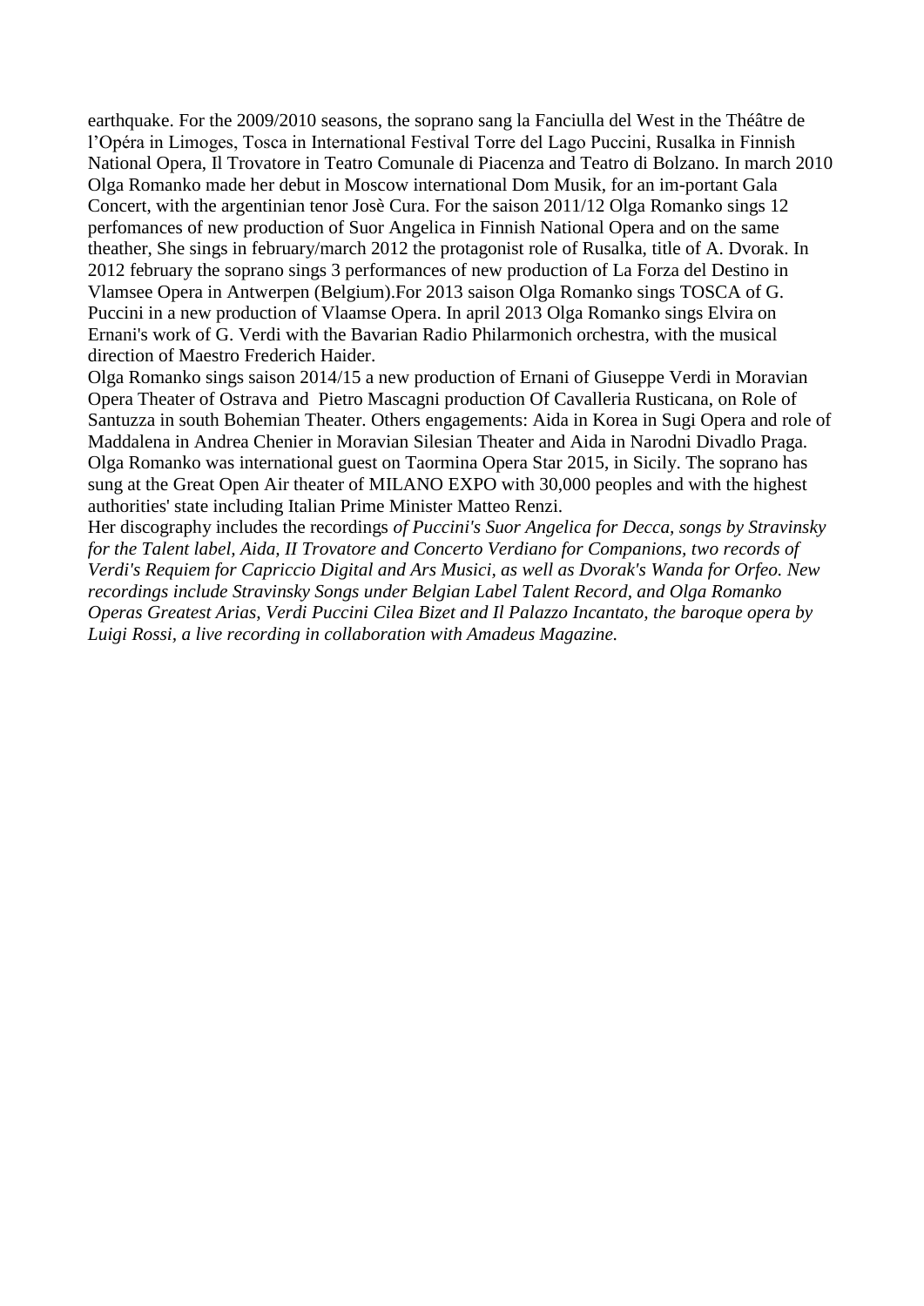earthquake. For the 2009/2010 seasons, the soprano sang la Fanciulla del West in the Théâtre de l'Opéra in Limoges, Tosca in International Festival Torre del Lago Puccini, Rusalka in Finnish National Opera, Il Trovatore in Teatro Comunale di Piacenza and Teatro di Bolzano. In march 2010 Olga Romanko made her debut in Moscow international Dom Musik, for an im-portant Gala Concert, with the argentinian tenor Josè Cura. For the saison 2011/12 Olga Romanko sings 12 perfomances of new production of Suor Angelica in Finnish National Opera and on the same theather, She sings in february/march 2012 the protagonist role of Rusalka, title of A. Dvorak. In 2012 february the soprano sings 3 performances of new production of La Forza del Destino in Vlamsee Opera in Antwerpen (Belgium).For 2013 saison Olga Romanko sings TOSCA of G. Puccini in a new production of Vlaamse Opera. In april 2013 Olga Romanko sings Elvira on Ernani's work of G. Verdi with the Bavarian Radio Philarmonich orchestra, with the musical direction of Maestro Frederich Haider.

Olga Romanko sings saison 2014/15 a new production of Ernani of Giuseppe Verdi in Moravian Opera Theater of Ostrava and Pietro Mascagni production Of Cavalleria Rusticana, on Role of Santuzza in south Bohemian Theater. Others engagements: Aida in Korea in Sugi Opera and role of Maddalena in Andrea Chenier in Moravian Silesian Theater and Aida in Narodni Divadlo Praga. Olga Romanko was international guest on Taormina Opera Star 2015, in Sicily. The soprano has sung at the Great Open Air theater of MILANO EXPO with 30,000 peoples and with the highest authorities' state including Italian Prime Minister Matteo Renzi.

Her discography includes the recordings *of Puccini's Suor Angelica for Decca, songs by Stravinsky for the Talent label, Aida, II Trovatore and Concerto Verdiano for Companions, two records of Verdi's Requiem for Capriccio Digital and Ars Musici, as well as Dvorak's Wanda for Orfeo. New recordings include Stravinsky Songs under Belgian Label Talent Record, and Olga Romanko Operas Greatest Arias, Verdi Puccini Cilea Bizet and Il Palazzo Incantato, the baroque opera by Luigi Rossi, a live recording in collaboration with Amadeus Magazine.*